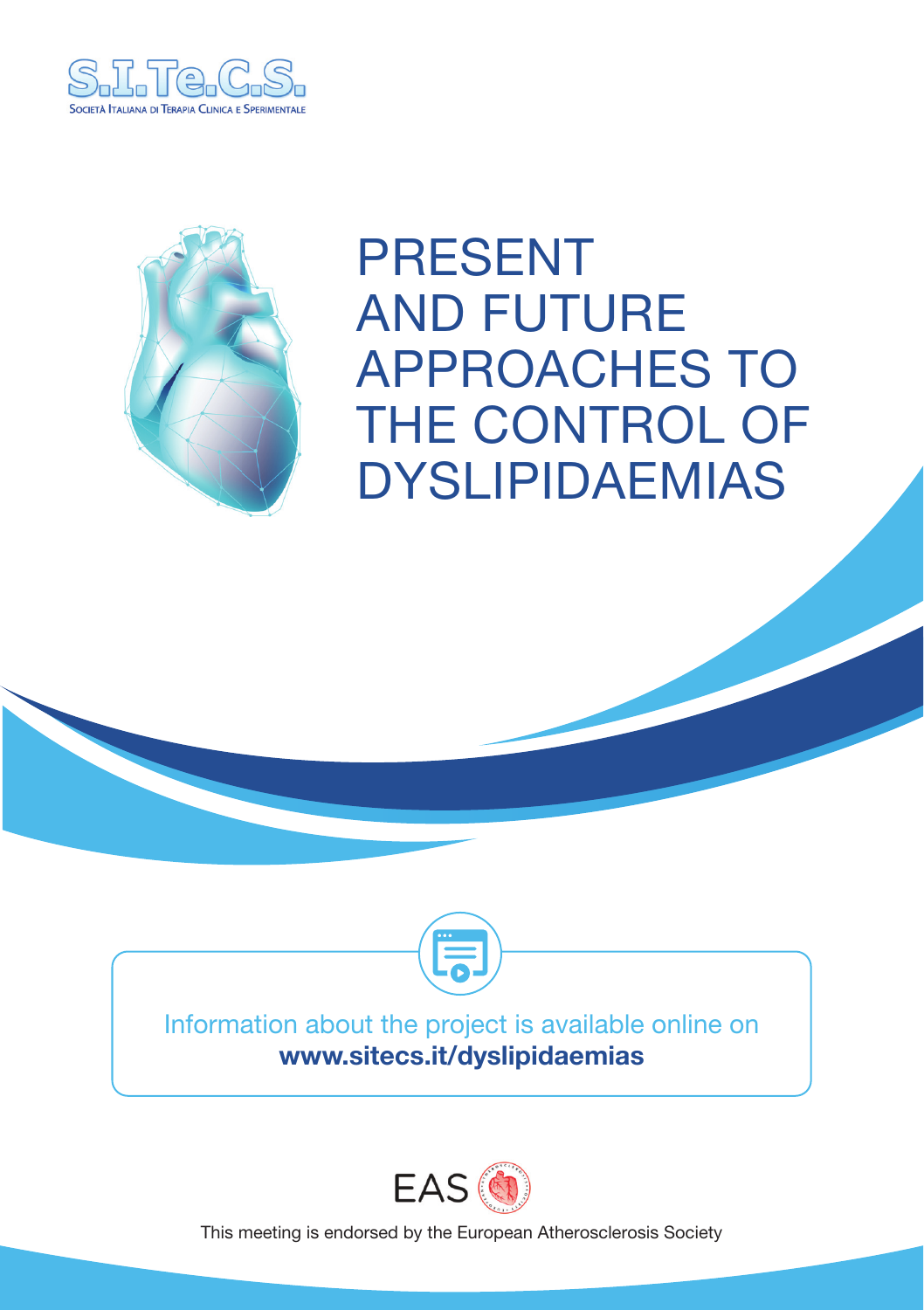S.I.Te.C.S.

Società Italiana di Terapia Clinica e Sperimentale

# PRESENT AND FUTURE APPROACHES TO THE CONTROL OF DYSLIPIDAEMIAS

Information about the project is available online on
**www.sitecs.it/dyslipidaemias**

EAS

This meeting is endorsed by the European Atherosclerosis Society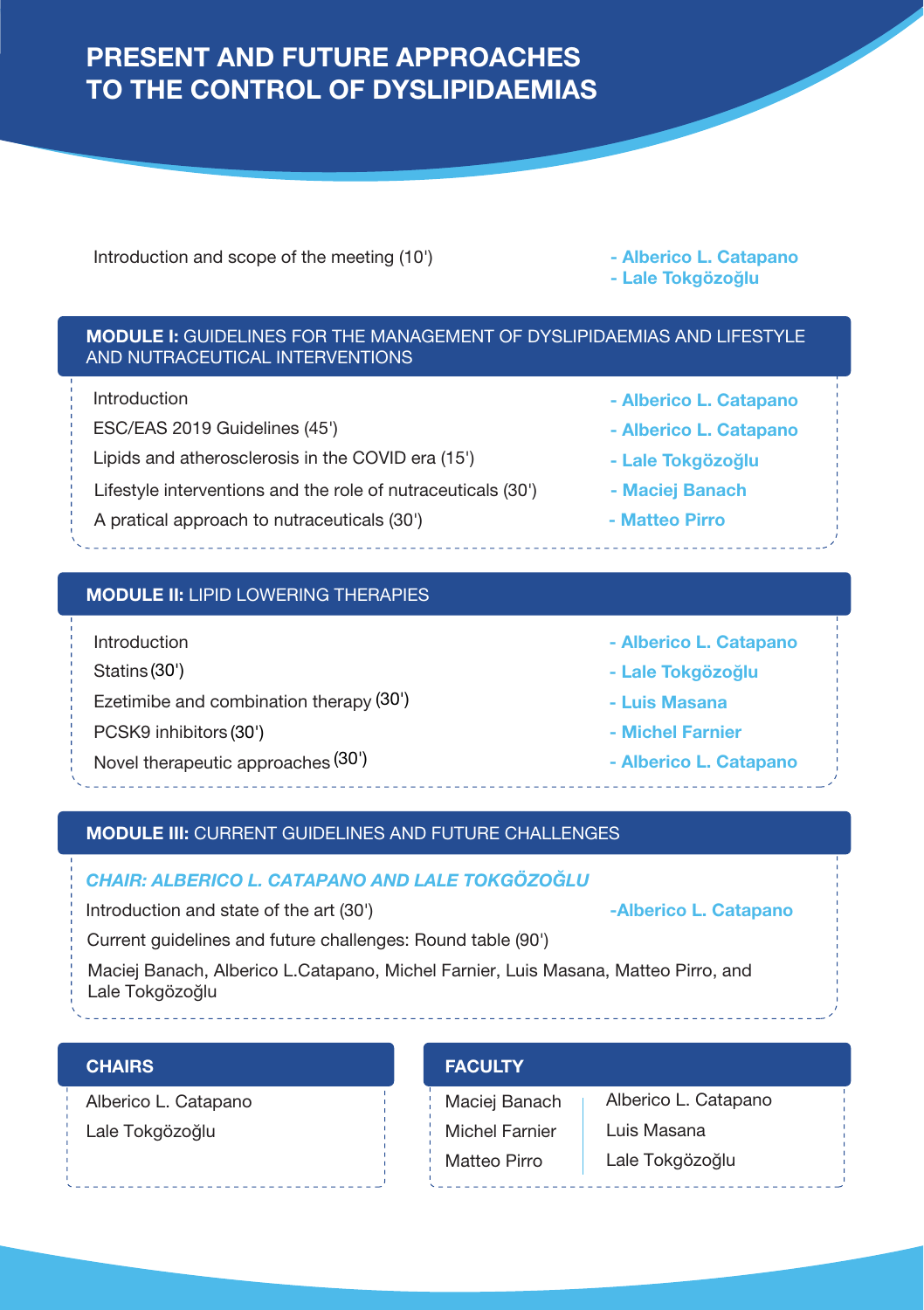# PRESENT AND FUTURE APPROACHES TO THE CONTROL OF DYSLIPIDAEMIAS

Introduction and scope of the meeting (10') - **Alberico L. Catapano** - **Lale Tokgözoğlu**

## MODULE I: GUIDELINES FOR THE MANAGEMENT OF DYSLIPIDAEMIAS AND LIFESTYLE AND NUTRACEUTICAL INTERVENTIONS

| | |
|---|---|
| Introduction | - **Alberico L. Catapano** |
| ESC/EAS 2019 Guidelines (45') | - **Alberico L. Catapano** |
| Lipids and atherosclerosis in the COVID era (15') | - **Lale Tokgözoğlu** |
| Lifestyle interventions and the role of nutraceuticals (30') | - **Maciej Banach** |
| A pratical approach to nutraceuticals (30') | - **Matteo Pirro** |

## MODULE II: LIPID LOWERING THERAPIES

| | |
|---|---|
| Introduction | - **Alberico L. Catapano** |
| Statins (30') | - **Lale Tokgözoğlu** |
| Ezetimibe and combination therapy (30') | - **Luis Masana** |
| PCSK9 inhibitors (30') | - **Michel Farnier** |
| Novel therapeutic approaches (30') | - **Alberico L. Catapano** |

## MODULE III: CURRENT GUIDELINES AND FUTURE CHALLENGES

***CHAIR: ALBERICO L. CATAPANO AND LALE TOKGÖZOĞLU***

Introduction and state of the art (30') -**Alberico L. Catapano**

Current guidelines and future challenges: Round table (90')

Maciej Banach, Alberico L.Catapano, Michel Farnier, Luis Masana, Matteo Pirro, and Lale Tokgözoğlu

### CHAIRS

Alberico L. Catapano

Lale Tokgözoğlu

### FACULTY

Maciej Banach

Michel Farnier

Matteo Pirro

Alberico L. Catapano

Luis Masana

Lale Tokgözoğlu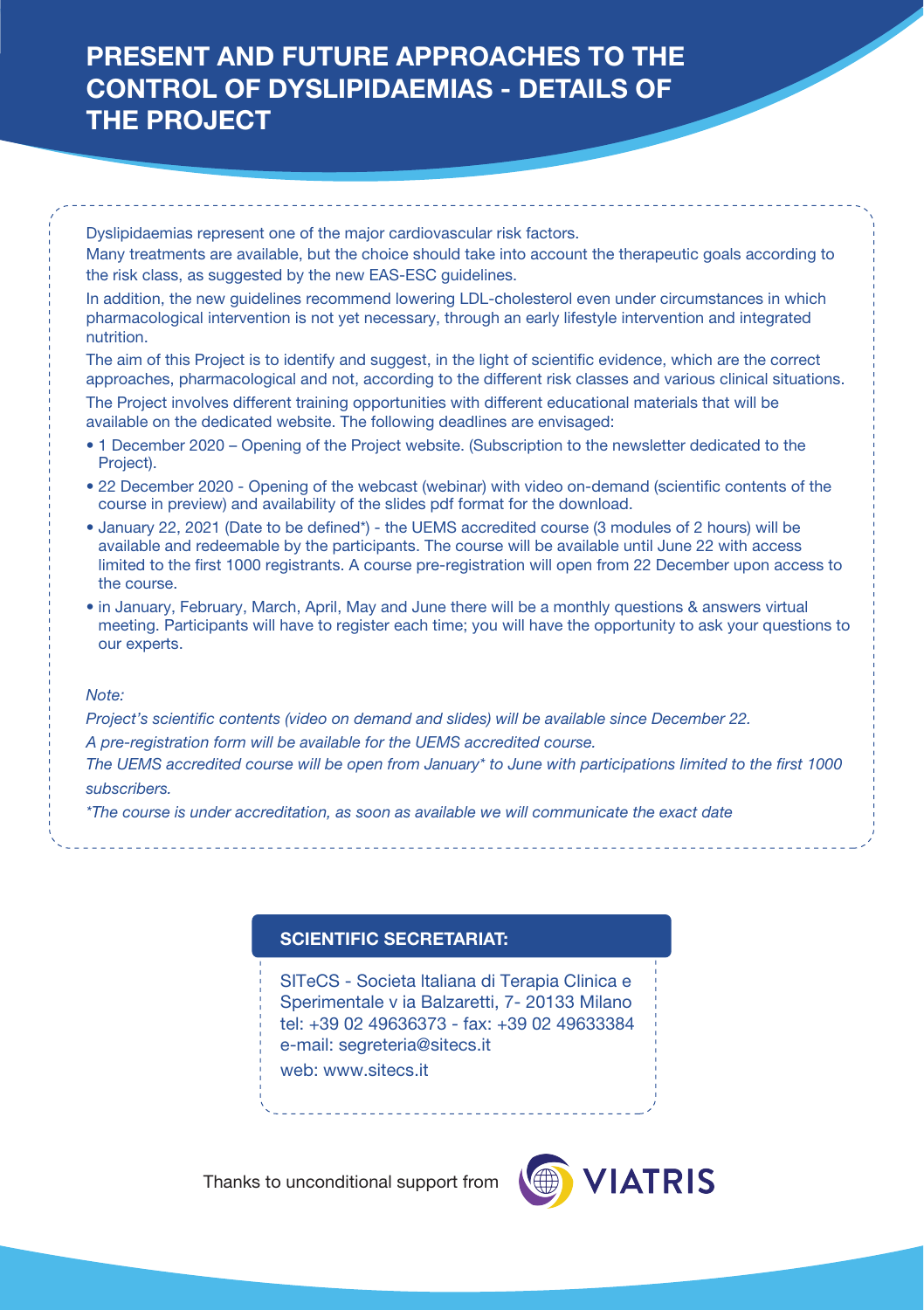# PRESENT AND FUTURE APPROACHES TO THE CONTROL OF DYSLIPIDAEMIAS - DETAILS OF THE PROJECT

Dyslipidaemias represent one of the major cardiovascular risk factors.

Many treatments are available, but the choice should take into account the therapeutic goals according to the risk class, as suggested by the new EAS-ESC guidelines.

In addition, the new guidelines recommend lowering LDL-cholesterol even under circumstances in which pharmacological intervention is not yet necessary, through an early lifestyle intervention and integrated nutrition.

The aim of this Project is to identify and suggest, in the light of scientific evidence, which are the correct approaches, pharmacological and not, according to the different risk classes and various clinical situations.

The Project involves different training opportunities with different educational materials that will be available on the dedicated website. The following deadlines are envisaged:

- 1 December 2020 – Opening of the Project website. (Subscription to the newsletter dedicated to the Project).
- 22 December 2020 - Opening of the webcast (webinar) with video on-demand (scientific contents of the course in preview) and availability of the slides pdf format for the download.
- January 22, 2021 (Date to be defined*) - the UEMS accredited course (3 modules of 2 hours) will be available and redeemable by the participants. The course will be available until June 22 with access limited to the first 1000 registrants. A course pre-registration will open from 22 December upon access to the course.
- in January, February, March, April, May and June there will be a monthly questions & answers virtual meeting. Participants will have to register each time; you will have the opportunity to ask your questions to our experts.

*Note:*

*Project's scientific contents (video on demand and slides) will be available since December 22.*

*A pre-registration form will be available for the UEMS accredited course.*

*The UEMS accredited course will be open from January* to June with participations limited to the first 1000 subscribers.*

*\*The course is under accreditation, as soon as available we will communicate the exact date*

**SCIENTIFIC SECRETARIAT:**

SITeCS - Societa Italiana di Terapia Clinica e Sperimentale v ia Balzaretti, 7- 20133 Milano
tel: +39 02 49636373 - fax: +39 02 49633384
e-mail: segreteria@sitecs.it
web: www.sitecs.it

Thanks to unconditional support from VIATRIS